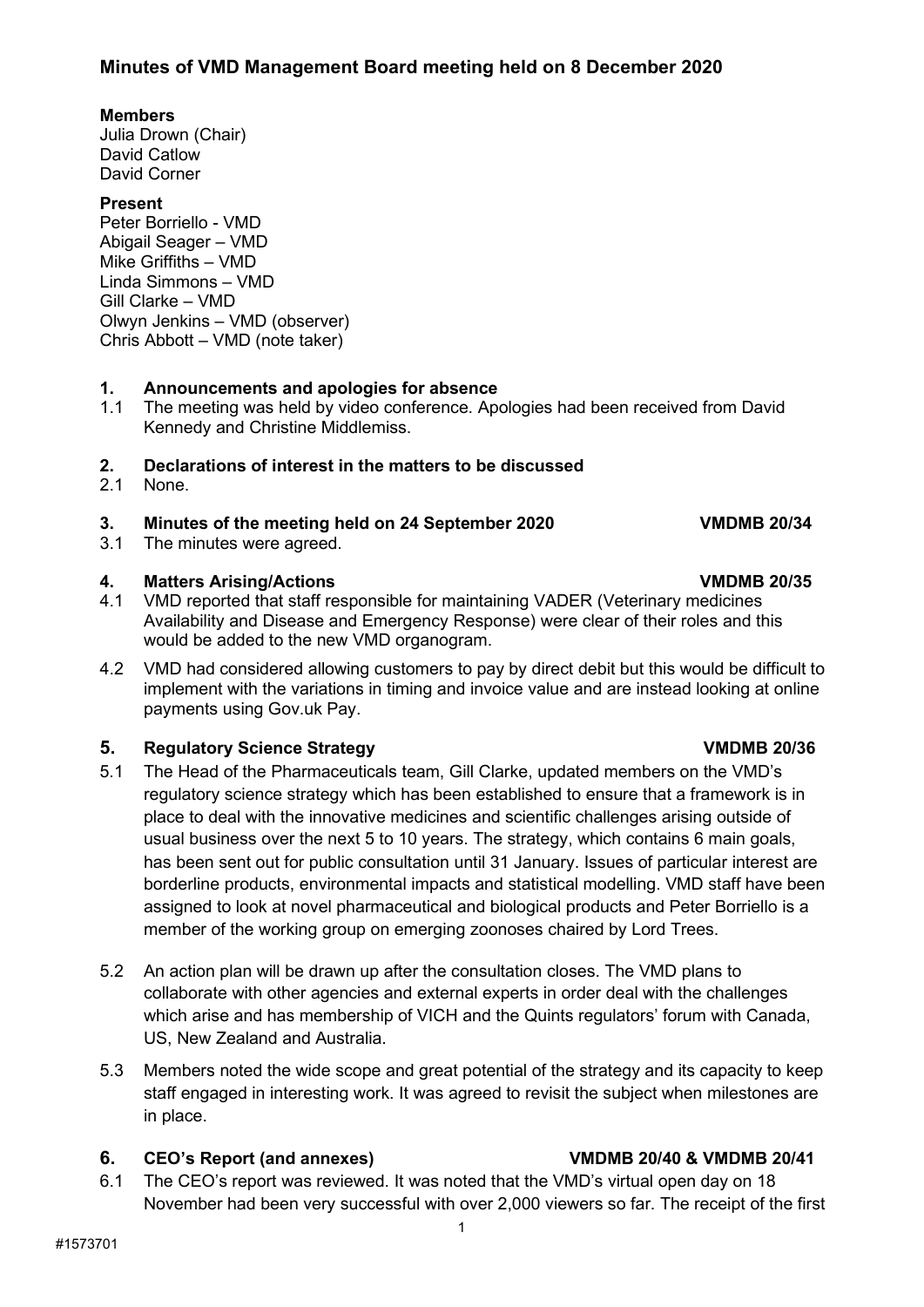# Minutes of VMD Management Board meeting held on 8 December 2020

**Members**
Julia Drown (Chair)
David Catlow
David Corner

**Present**
Peter Borriello - VMD
Abigail Seager – VMD
Mike Griffiths – VMD
Linda Simmons – VMD
Gill Clarke – VMD
Olwyn Jenkins – VMD (observer)
Chris Abbott – VMD (note taker)

## 1. Announcements and apologies for absence

1.1 The meeting was held by video conference. Apologies had been received from David Kennedy and Christine Middlemiss.

## 2. Declarations of interest in the matters to be discussed

2.1 None.

## 3. Minutes of the meeting held on 24 September 2020 — VMDMB 20/34

3.1 The minutes were agreed.

## 4. Matters Arising/Actions — VMDMB 20/35

4.1 VMD reported that staff responsible for maintaining VADER (Veterinary medicines Availability and Disease and Emergency Response) were clear of their roles and this would be added to the new VMD organogram.

4.2 VMD had considered allowing customers to pay by direct debit but this would be difficult to implement with the variations in timing and invoice value and are instead looking at online payments using Gov.uk Pay.

## 5. Regulatory Science Strategy — VMDMB 20/36

5.1 The Head of the Pharmaceuticals team, Gill Clarke, updated members on the VMD's regulatory science strategy which has been established to ensure that a framework is in place to deal with the innovative medicines and scientific challenges arising outside of usual business over the next 5 to 10 years. The strategy, which contains 6 main goals, has been sent out for public consultation until 31 January. Issues of particular interest are borderline products, environmental impacts and statistical modelling. VMD staff have been assigned to look at novel pharmaceutical and biological products and Peter Borriello is a member of the working group on emerging zoonoses chaired by Lord Trees.

5.2 An action plan will be drawn up after the consultation closes. The VMD plans to collaborate with other agencies and external experts in order deal with the challenges which arise and has membership of VICH and the Quints regulators' forum with Canada, US, New Zealand and Australia.

5.3 Members noted the wide scope and great potential of the strategy and its capacity to keep staff engaged in interesting work. It was agreed to revisit the subject when milestones are in place.

## 6. CEO's Report (and annexes) — VMDMB 20/40 & VMDMB 20/41

6.1 The CEO's report was reviewed. It was noted that the VMD's virtual open day on 18 November had been very successful with over 2,000 viewers so far. The receipt of the first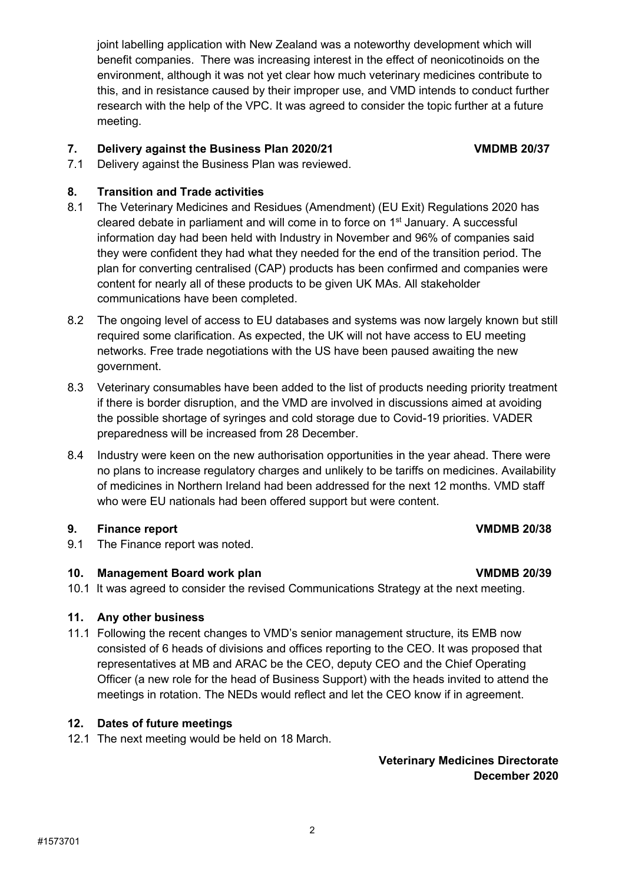joint labelling application with New Zealand was a noteworthy development which will benefit companies. There was increasing interest in the effect of neonicotinoids on the environment, although it was not yet clear how much veterinary medicines contribute to this, and in resistance caused by their improper use, and VMD intends to conduct further research with the help of the VPC. It was agreed to consider the topic further at a future meeting.

## 7. Delivery against the Business Plan 2020/21 — VMDMB 20/37

7.1 Delivery against the Business Plan was reviewed.

## 8. Transition and Trade activities

8.1 The Veterinary Medicines and Residues (Amendment) (EU Exit) Regulations 2020 has cleared debate in parliament and will come in to force on 1st January. A successful information day had been held with Industry in November and 96% of companies said they were confident they had what they needed for the end of the transition period. The plan for converting centralised (CAP) products has been confirmed and companies were content for nearly all of these products to be given UK MAs. All stakeholder communications have been completed.

8.2 The ongoing level of access to EU databases and systems was now largely known but still required some clarification. As expected, the UK will not have access to EU meeting networks. Free trade negotiations with the US have been paused awaiting the new government.

8.3 Veterinary consumables have been added to the list of products needing priority treatment if there is border disruption, and the VMD are involved in discussions aimed at avoiding the possible shortage of syringes and cold storage due to Covid-19 priorities. VADER preparedness will be increased from 28 December.

8.4 Industry were keen on the new authorisation opportunities in the year ahead. There were no plans to increase regulatory charges and unlikely to be tariffs on medicines. Availability of medicines in Northern Ireland had been addressed for the next 12 months. VMD staff who were EU nationals had been offered support but were content.

## 9. Finance report — VMDMB 20/38

9.1 The Finance report was noted.

## 10. Management Board work plan — VMDMB 20/39

10.1 It was agreed to consider the revised Communications Strategy at the next meeting.

## 11. Any other business

11.1 Following the recent changes to VMD's senior management structure, its EMB now consisted of 6 heads of divisions and offices reporting to the CEO. It was proposed that representatives at MB and ARAC be the CEO, deputy CEO and the Chief Operating Officer (a new role for the head of Business Support) with the heads invited to attend the meetings in rotation. The NEDs would reflect and let the CEO know if in agreement.

## 12. Dates of future meetings

12.1 The next meeting would be held on 18 March.

**Veterinary Medicines Directorate**
**December 2020**

#1573701